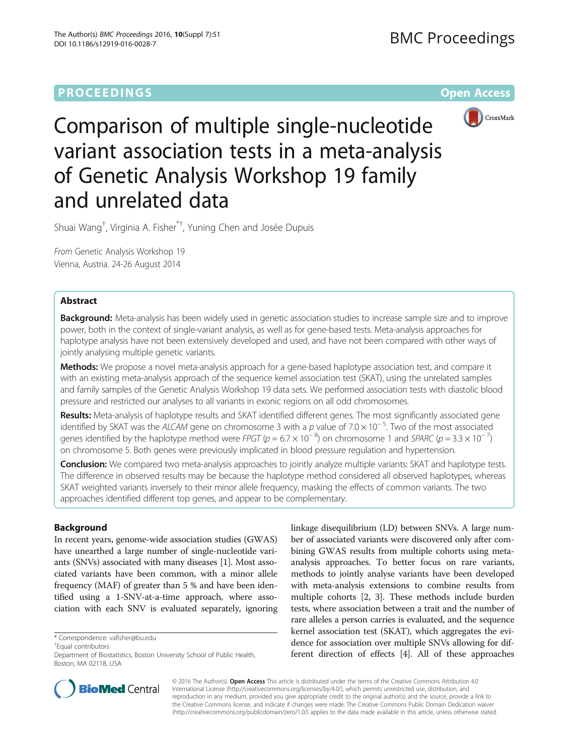PROCEEDINGS Open Access

# Comparison of multiple single-nucleotide variant association tests in a meta-analysis of Genetic Analysis Workshop 19 family and unrelated data

Shuai Wang[†], Virginia A. Fisher[*†], Yuning Chen and Josée Dupuis

*From* Genetic Analysis Workshop 19
Vienna, Austria. 24-26 August 2014

## Abstract

**Background:** Meta-analysis has been widely used in genetic association studies to increase sample size and to improve power, both in the context of single-variant analysis, as well as for gene-based tests. Meta-analysis approaches for haplotype analysis have not been extensively developed and used, and have not been compared with other ways of jointly analysing multiple genetic variants.

**Methods:** We propose a novel meta-analysis approach for a gene-based haplotype association test, and compare it with an existing meta-analysis approach of the sequence kernel association test (SKAT), using the unrelated samples and family samples of the Genetic Analysis Workshop 19 data sets. We performed association tests with diastolic blood pressure and restricted our analyses to all variants in exonic regions on all odd chromosomes.

**Results:** Meta-analysis of haplotype results and SKAT identified different genes. The most significantly associated gene identified by SKAT was the *ALCAM* gene on chromosome 3 with a *p* value of $7.0 \times 10^{-5}$. Two of the most associated genes identified by the haplotype method were *FPGT* ($p = 6.7 \times 10^{-8}$) on chromosome 1 and *SPARC* ($p = 3.3 \times 10^{-7}$) on chromosome 5. Both genes were previously implicated in blood pressure regulation and hypertension.

**Conclusion:** We compared two meta-analysis approaches to jointly analyze multiple variants: SKAT and haplotype tests. The difference in observed results may be because the haplotype method considered all observed haplotypes, whereas SKAT weighted variants inversely to their minor allele frequency, masking the effects of common variants. The two approaches identified different top genes, and appear to be complementary.

## Background

In recent years, genome-wide association studies (GWAS) have unearthed a large number of single-nucleotide variants (SNVs) associated with many diseases [1]. Most associated variants have been common, with a minor allele frequency (MAF) of greater than 5 % and have been identified using a 1-SNV-at-a-time approach, where association with each SNV is evaluated separately, ignoring linkage disequilibrium (LD) between SNVs. A large number of associated variants were discovered only after combining GWAS results from multiple cohorts using meta-analysis approaches. To better focus on rare variants, methods to jointly analyse variants have been developed with meta-analysis extensions to combine results from multiple cohorts [2, 3]. These methods include burden tests, where association between a trait and the number of rare alleles a person carries is evaluated, and the sequence kernel association test (SKAT), which aggregates the evidence for association over multiple SNVs allowing for different direction of effects [4]. All of these approaches

* Correspondence: vafisher@bu.edu
[†]Equal contributors
Department of Biostatistics, Boston University School of Public Health, Boston, MA 02118, USA

© 2016 The Author(s). **Open Access** This article is distributed under the terms of the Creative Commons Attribution 4.0 International License (http://creativecommons.org/licenses/by/4.0/), which permits unrestricted use, distribution, and reproduction in any medium, provided you give appropriate credit to the original author(s) and the source, provide a link to the Creative Commons license, and indicate if changes were made. The Creative Commons Public Domain Dedication waiver (http://creativecommons.org/publicdomain/zero/1.0/) applies to the data made available in this article, unless otherwise stated.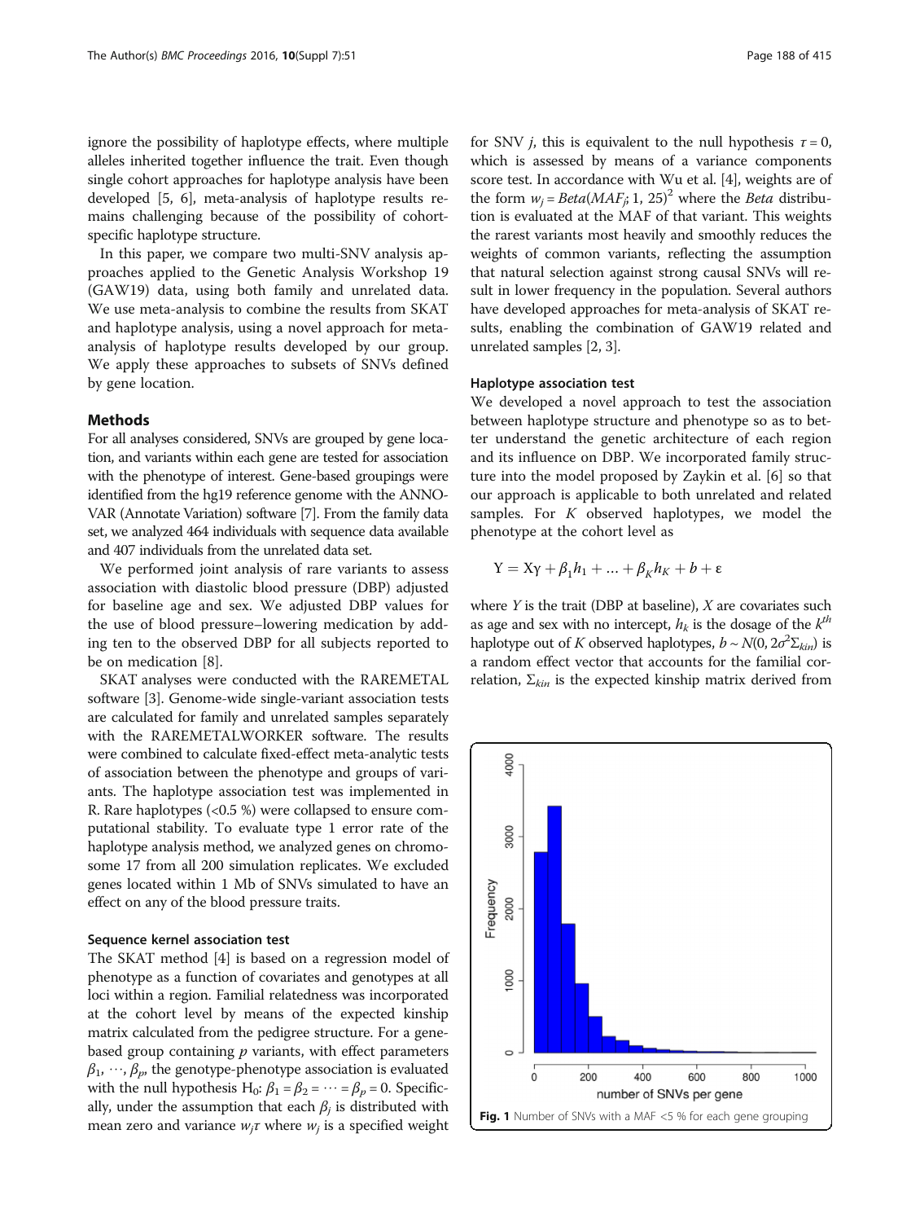ignore the possibility of haplotype effects, where multiple alleles inherited together influence the trait. Even though single cohort approaches for haplotype analysis have been developed [5, 6], meta-analysis of haplotype results remains challenging because of the possibility of cohort-specific haplotype structure.

In this paper, we compare two multi-SNV analysis approaches applied to the Genetic Analysis Workshop 19 (GAW19) data, using both family and unrelated data. We use meta-analysis to combine the results from SKAT and haplotype analysis, using a novel approach for meta-analysis of haplotype results developed by our group. We apply these approaches to subsets of SNVs defined by gene location.

## Methods

For all analyses considered, SNVs are grouped by gene location, and variants within each gene are tested for association with the phenotype of interest. Gene-based groupings were identified from the hg19 reference genome with the ANNOVAR (Annotate Variation) software [7]. From the family data set, we analyzed 464 individuals with sequence data available and 407 individuals from the unrelated data set.

We performed joint analysis of rare variants to assess association with diastolic blood pressure (DBP) adjusted for baseline age and sex. We adjusted DBP values for the use of blood pressure–lowering medication by adding ten to the observed DBP for all subjects reported to be on medication [8].

SKAT analyses were conducted with the RAREMETAL software [3]. Genome-wide single-variant association tests are calculated for family and unrelated samples separately with the RAREMETALWORKER software. The results were combined to calculate fixed-effect meta-analytic tests of association between the phenotype and groups of variants. The haplotype association test was implemented in R. Rare haplotypes (<0.5 %) were collapsed to ensure computational stability. To evaluate type 1 error rate of the haplotype analysis method, we analyzed genes on chromosome 17 from all 200 simulation replicates. We excluded genes located within 1 Mb of SNVs simulated to have an effect on any of the blood pressure traits.

### Sequence kernel association test

The SKAT method [4] is based on a regression model of phenotype as a function of covariates and genotypes at all loci within a region. Familial relatedness was incorporated at the cohort level by means of the expected kinship matrix calculated from the pedigree structure. For a gene-based group containing $p$ variants, with effect parameters $\beta_1, \cdots, \beta_p$, the genotype-phenotype association is evaluated with the null hypothesis $H_0$: $\beta_1 = \beta_2 = \cdots = \beta_p = 0$. Specifically, under the assumption that each $\beta_j$ is distributed with mean zero and variance $w_j \tau$ where $w_j$ is a specified weight for SNV $j$, this is equivalent to the null hypothesis $\tau = 0$, which is assessed by means of a variance components score test. In accordance with Wu et al. [4], weights are of the form $w_j = Beta(MAF_j; 1, 25)^2$ where the *Beta* distribution is evaluated at the MAF of that variant. This weights the rarest variants most heavily and smoothly reduces the weights of common variants, reflecting the assumption that natural selection against strong causal SNVs will result in lower frequency in the population. Several authors have developed approaches for meta-analysis of SKAT results, enabling the combination of GAW19 related and unrelated samples [2, 3].

### Haplotype association test

We developed a novel approach to test the association between haplotype structure and phenotype so as to better understand the genetic architecture of each region and its influence on DBP. We incorporated family structure into the model proposed by Zaykin et al. [6] so that our approach is applicable to both unrelated and related samples. For $K$ observed haplotypes, we model the phenotype at the cohort level as

$$Y = X\gamma + \beta_1 h_1 + \ldots + \beta_K h_K + b + \varepsilon$$

where $Y$ is the trait (DBP at baseline), $X$ are covariates such as age and sex with no intercept, $h_k$ is the dosage of the $k^{th}$ haplotype out of $K$ observed haplotypes, $b \sim N(0, 2\sigma^2 \Sigma_{kin})$ is a random effect vector that accounts for the familial correlation, $\Sigma_{kin}$ is the expected kinship matrix derived from

**Fig. 1** Number of SNVs with a MAF <5 % for each gene grouping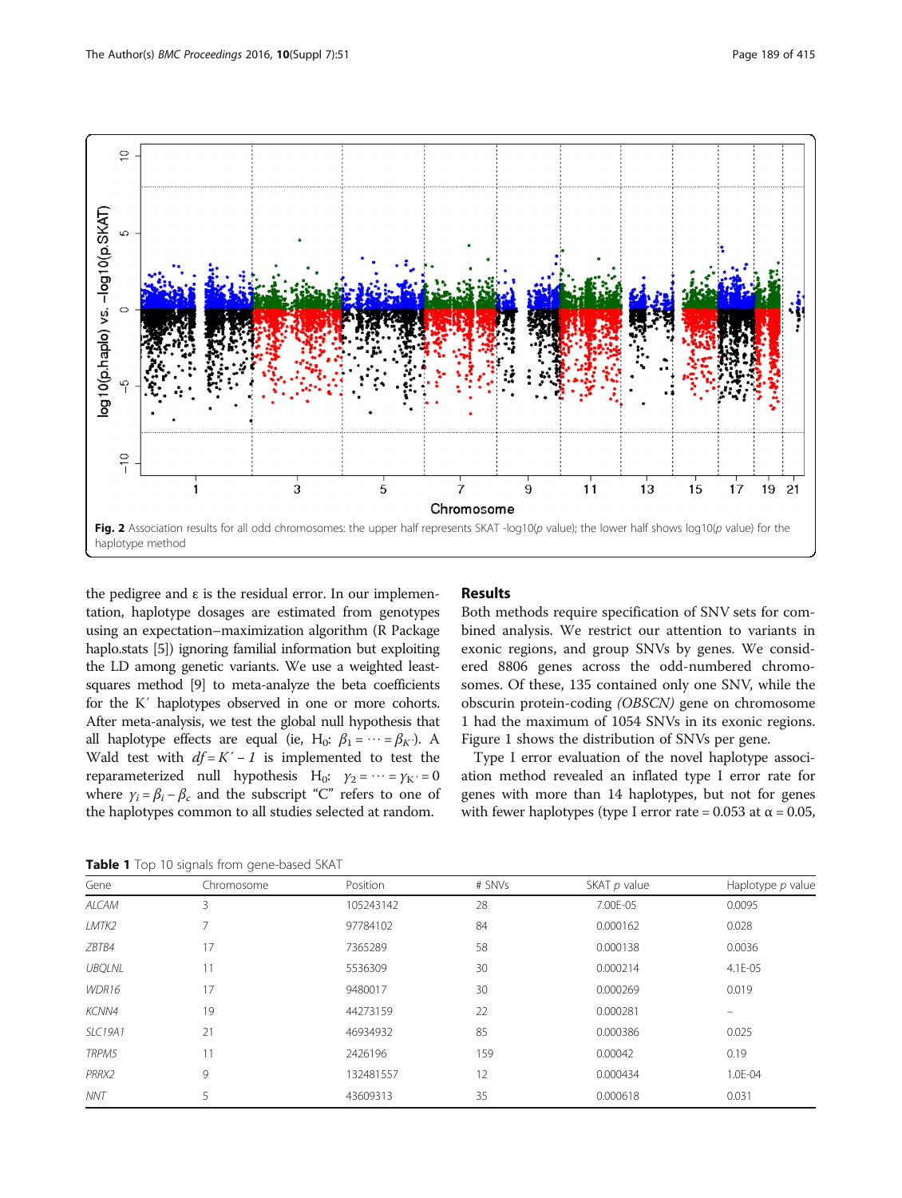Fig. 2 Association results for all odd chromosomes: the upper half represents SKAT -log10(*p* value); the lower half shows log10(*p* value) for the haplotype method

the pedigree and ε is the residual error. In our implementation, haplotype dosages are estimated from genotypes using an expectation–maximization algorithm (R Package haplo.stats [5]) ignoring familial information but exploiting the LD among genetic variants. We use a weighted least-squares method [9] to meta-analyze the beta coefficients for the K′ haplotypes observed in one or more cohorts. After meta-analysis, we test the global null hypothesis that all haplotype effects are equal (ie, $H_0$: $\beta_1 = \cdots = \beta_{K'}$). A Wald test with $df = K' - 1$ is implemented to test the reparameterized null hypothesis $H_0$: $\gamma_2 = \cdots = \gamma_{K'} = 0$ where $\gamma_i = \beta_i - \beta_c$ and the subscript "C" refers to one of the haplotypes common to all studies selected at random.

## Results

Both methods require specification of SNV sets for combined analysis. We restrict our attention to variants in exonic regions, and group SNVs by genes. We considered 8806 genes across the odd-numbered chromosomes. Of these, 135 contained only one SNV, while the obscurin protein-coding *(OBSCN)* gene on chromosome 1 had the maximum of 1054 SNVs in its exonic regions. Figure 1 shows the distribution of SNVs per gene.

Type I error evaluation of the novel haplotype association method revealed an inflated type I error rate for genes with more than 14 haplotypes, but not for genes with fewer haplotypes (type I error rate = 0.053 at α = 0.05,

**Table 1** Top 10 signals from gene-based SKAT

| Gene | Chromosome | Position | # SNVs | SKAT *p* value | Haplotype *p* value |
|---|---|---|---|---|---|
| *ALCAM* | 3 | 105243142 | 28 | 7.00E-05 | 0.0095 |
| *LMTK2* | 7 | 97784102 | 84 | 0.000162 | 0.028 |
| *ZBTB4* | 17 | 7365289 | 58 | 0.000138 | 0.0036 |
| *UBQLNL* | 11 | 5536309 | 30 | 0.000214 | 4.1E-05 |
| *WDR16* | 17 | 9480017 | 30 | 0.000269 | 0.019 |
| *KCNN4* | 19 | 44273159 | 22 | 0.000281 | – |
| *SLC19A1* | 21 | 46934932 | 85 | 0.000386 | 0.025 |
| *TRPM5* | 11 | 2426196 | 159 | 0.00042 | 0.19 |
| *PRRX2* | 9 | 132481557 | 12 | 0.000434 | 1.0E-04 |
| *NNT* | 5 | 43609313 | 35 | 0.000618 | 0.031 |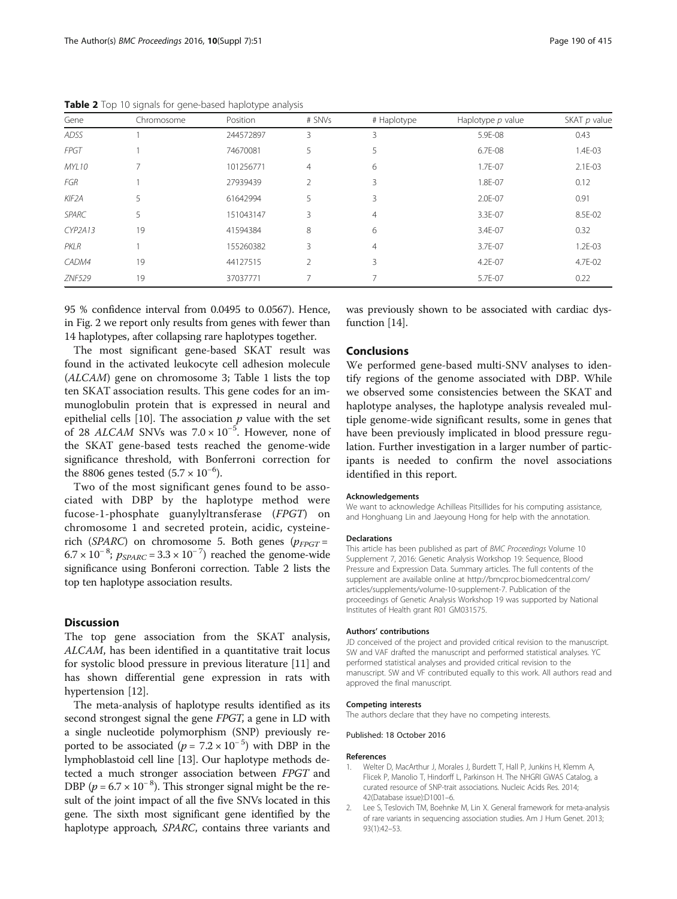**Table 2** Top 10 signals for gene-based haplotype analysis

| Gene | Chromosome | Position | # SNVs | # Haplotype | Haplotype *p* value | SKAT *p* value |
|---|---|---|---|---|---|---|
| *ADSS* | 1 | 244572897 | 3 | 3 | 5.9E-08 | 0.43 |
| *FPGT* | 1 | 74670081 | 5 | 5 | 6.7E-08 | 1.4E-03 |
| *MYL10* | 7 | 101256771 | 4 | 6 | 1.7E-07 | 2.1E-03 |
| *FGR* | 1 | 27939439 | 2 | 3 | 1.8E-07 | 0.12 |
| *KIF2A* | 5 | 61642994 | 5 | 3 | 2.0E-07 | 0.91 |
| *SPARC* | 5 | 151043147 | 3 | 4 | 3.3E-07 | 8.5E-02 |
| *CYP2A13* | 19 | 41594384 | 8 | 6 | 3.4E-07 | 0.32 |
| *PKLR* | 1 | 155260382 | 3 | 4 | 3.7E-07 | 1.2E-03 |
| *CADM4* | 19 | 44127515 | 2 | 3 | 4.2E-07 | 4.7E-02 |
| *ZNF529* | 19 | 37037771 | 7 | 7 | 5.7E-07 | 0.22 |

95 % confidence interval from 0.0495 to 0.0567). Hence, in Fig. 2 we report only results from genes with fewer than 14 haplotypes, after collapsing rare haplotypes together.

The most significant gene-based SKAT result was found in the activated leukocyte cell adhesion molecule (*ALCAM*) gene on chromosome 3; Table 1 lists the top ten SKAT association results. This gene codes for an immunoglobulin protein that is expressed in neural and epithelial cells [10]. The association $p$ value with the set of 28 *ALCAM* SNVs was $7.0 \times 10^{-5}$. However, none of the SKAT gene-based tests reached the genome-wide significance threshold, with Bonferroni correction for the 8806 genes tested ($5.7 \times 10^{-6}$).

Two of the most significant genes found to be associated with DBP by the haplotype method were fucose-1-phosphate guanylyltransferase (*FPGT*) on chromosome 1 and secreted protein, acidic, cysteine-rich (*SPARC*) on chromosome 5. Both genes ($p_{FPGT} = 6.7 \times 10^{-8}$; $p_{SPARC} = 3.3 \times 10^{-7}$) reached the genome-wide significance using Bonferoni correction. Table 2 lists the top ten haplotype association results.

## Discussion

The top gene association from the SKAT analysis, *ALCAM*, has been identified in a quantitative trait locus for systolic blood pressure in previous literature [11] and has shown differential gene expression in rats with hypertension [12].

The meta-analysis of haplotype results identified as its second strongest signal the gene *FPGT*, a gene in LD with a single nucleotide polymorphism (SNP) previously reported to be associated ($p = 7.2 \times 10^{-5}$) with DBP in the lymphoblastoid cell line [13]. Our haplotype methods detected a much stronger association between *FPGT* and DBP ($p = 6.7 \times 10^{-8}$). This stronger signal might be the result of the joint impact of all the five SNVs located in this gene. The sixth most significant gene identified by the haplotype approach, *SPARC*, contains three variants and was previously shown to be associated with cardiac dysfunction [14].

## Conclusions

We performed gene-based multi-SNV analyses to identify regions of the genome associated with DBP. While we observed some consistencies between the SKAT and haplotype analyses, the haplotype analysis revealed multiple genome-wide significant results, some in genes that have been previously implicated in blood pressure regulation. Further investigation in a larger number of participants is needed to confirm the novel associations identified in this report.

#### Acknowledgements

We want to acknowledge Achilleas Pitsillides for his computing assistance, and Honghuang Lin and Jaeyoung Hong for help with the annotation.

#### Declarations

This article has been published as part of *BMC Proceedings* Volume 10 Supplement 7, 2016: Genetic Analysis Workshop 19: Sequence, Blood Pressure and Expression Data. Summary articles. The full contents of the supplement are available online at http://bmcproc.biomedcentral.com/articles/supplements/volume-10-supplement-7. Publication of the proceedings of Genetic Analysis Workshop 19 was supported by National Institutes of Health grant R01 GM031575.

#### Authors' contributions

JD conceived of the project and provided critical revision to the manuscript. SW and VAF drafted the manuscript and performed statistical analyses. YC performed statistical analyses and provided critical revision to the manuscript. SW and VF contributed equally to this work. All authors read and approved the final manuscript.

#### Competing interests

The authors declare that they have no competing interests.

Published: 18 October 2016

#### References

1. Welter D, MacArthur J, Morales J, Burdett T, Hall P, Junkins H, Klemm A, Flicek P, Manolio T, Hindorff L, Parkinson H. The NHGRI GWAS Catalog, a curated resource of SNP-trait associations. Nucleic Acids Res. 2014; 42(Database issue):D1001–6.
2. Lee S, Teslovich TM, Boehnke M, Lin X. General framework for meta-analysis of rare variants in sequencing association studies. Am J Hum Genet. 2013; 93(1):42–53.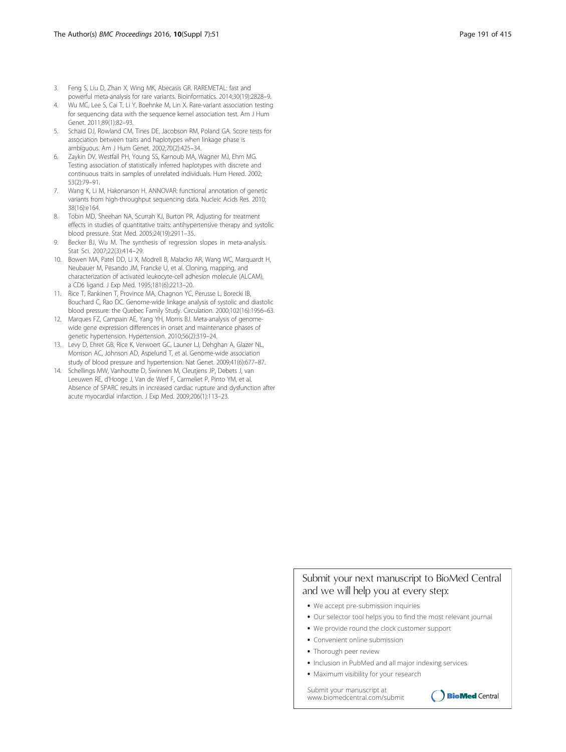3. Feng S, Liu D, Zhan X, Wing MK, Abecasis GR. RAREMETAL: fast and powerful meta-analysis for rare variants. Bioinformatics. 2014;30(19):2828–9.
4. Wu MC, Lee S, Cai T, Li Y, Boehnke M, Lin X. Rare-variant association testing for sequencing data with the sequence kernel association test. Am J Hum Genet. 2011;89(1):82–93.
5. Schaid DJ, Rowland CM, Tines DE, Jacobson RM, Poland GA. Score tests for association between traits and haplotypes when linkage phase is ambiguous. Am J Hum Genet. 2002;70(2):425–34.
6. Zaykin DV, Westfall PH, Young SS, Karnoub MA, Wagner MJ, Ehm MG. Testing association of statistically inferred haplotypes with discrete and continuous traits in samples of unrelated individuals. Hum Hered. 2002; 53(2):79–91.
7. Wang K, Li M, Hakonarson H. ANNOVAR: functional annotation of genetic variants from high-throughput sequencing data. Nucleic Acids Res. 2010; 38(16):e164.
8. Tobin MD, Sheehan NA, Scurrah KJ, Burton PR. Adjusting for treatment effects in studies of quantitative traits: antihypertensive therapy and systolic blood pressure. Stat Med. 2005;24(19):2911–35.
9. Becker BJ, Wu M. The synthesis of regression slopes in meta-analysis. Stat Sci. 2007;22(3):414–29.
10. Bowen MA, Patel DD, Li X, Modrell B, Malacko AR, Wang WC, Marquardt H, Neubauer M, Pesando JM, Francke U, et al. Cloning, mapping, and characterization of activated leukocyte-cell adhesion molecule (ALCAM), a CD6 ligand. J Exp Med. 1995;181(6):2213–20.
11. Rice T, Rankinen T, Province MA, Chagnon YC, Perusse L, Borecki IB, Bouchard C, Rao DC. Genome-wide linkage analysis of systolic and diastolic blood pressure: the Quebec Family Study. Circulation. 2000;102(16):1956–63.
12. Marques FZ, Campain AE, Yang YH, Morris BJ. Meta-analysis of genome-wide gene expression differences in onset and maintenance phases of genetic hypertension. Hypertension. 2010;56(2):319–24.
13. Levy D, Ehret GB, Rice K, Verwoert GC, Launer LJ, Dehghan A, Glazer NL, Morrison AC, Johnson AD, Aspelund T, et al. Genome-wide association study of blood pressure and hypertension. Nat Genet. 2009;41(6):677–87.
14. Schellings MW, Vanhoutte D, Swinnen M, Cleutjens JP, Debets J, van Leeuwen RE, d'Hooge J, Van de Werf F, Carmeliet P, Pinto YM, et al. Absence of SPARC results in increased cardiac rupture and dysfunction after acute myocardial infarction. J Exp Med. 2009;206(1):113–23.

Submit your next manuscript to BioMed Central and we will help you at every step:

- We accept pre-submission inquiries
- Our selector tool helps you to find the most relevant journal
- We provide round the clock customer support
- Convenient online submission
- Thorough peer review
- Inclusion in PubMed and all major indexing services
- Maximum visibility for your research

Submit your manuscript at www.biomedcentral.com/submit

BioMed Central